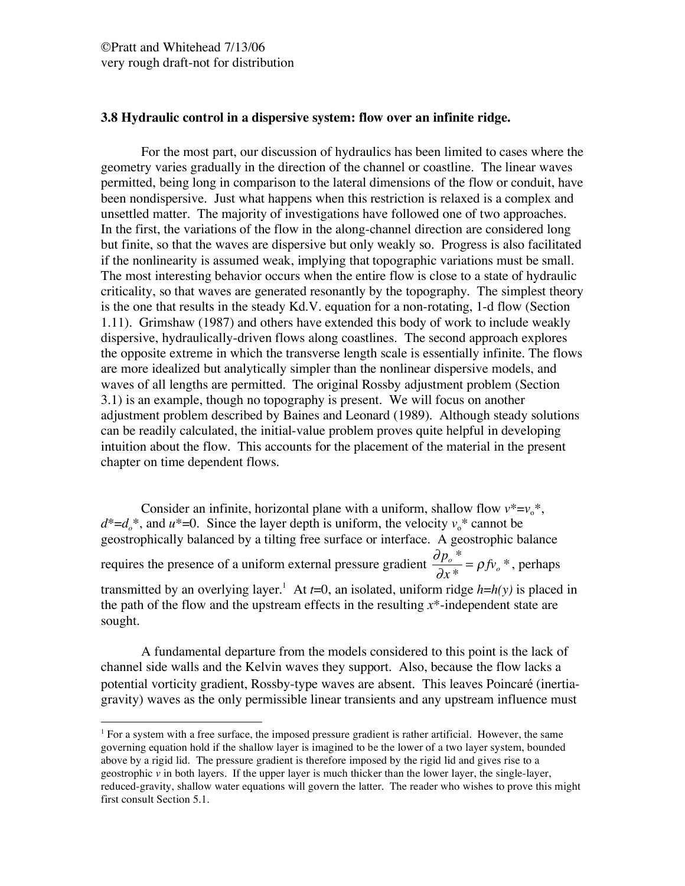### 3.8 Hydraulic control in a dispersive system: flow over an infinite ridge.

For the most part, our discussion of hydraulics has been limited to cases where the geometry varies gradually in the direction of the channel or coastline. The linear waves permitted, being long in comparison to the lateral dimensions of the flow or conduit, have been nondispersive. Just what happens when this restriction is relaxed is a complex and unsettled matter. The majority of investigations have followed one of two approaches. In the first, the variations of the flow in the along-channel direction are considered long but finite, so that the waves are dispersive but only weakly so. Progress is also facilitated if the nonlinearity is assumed weak, implying that topographic variations must be small. The most interesting behavior occurs when the entire flow is close to a state of hydraulic criticality, so that waves are generated resonantly by the topography. The simplest theory is the one that results in the steady Kd.V. equation for a non-rotating, 1-d flow (Section 1.11). Grimshaw (1987) and others have extended this body of work to include weakly dispersive, hydraulically-driven flows along coastlines. The second approach explores the opposite extreme in which the transverse length scale is essentially infinite. The flows are more idealized but analytically simpler than the nonlinear dispersive models, and waves of all lengths are permitted. The original Rossby adjustment problem (Section 3.1) is an example, though no topography is present. We will focus on another adjustment problem described by Baines and Leonard (1989). Although steady solutions can be readily calculated, the initial-value problem proves quite helpful in developing intuition about the flow. This accounts for the placement of the material in the present chapter on time dependent flows.

Consider an infinite, horizontal plane with a uniform, shallow flow $v^*=v_o^*$, $d^*=d_o^*$, and $u^*=0$. Since the layer depth is uniform, the velocity $v_o^*$ cannot be geostrophically balanced by a tilting free surface or interface. A geostrophic balance requires the presence of a uniform external pressure gradient $\dfrac{\partial p_o^*}{\partial x^*} = \rho f v_o^*$, perhaps transmitted by an overlying layer.[1] At $t$=0, an isolated, uniform ridge $h=h(y)$ is placed in the path of the flow and the upstream effects in the resulting $x^*$-independent state are sought.

A fundamental departure from the models considered to this point is the lack of channel side walls and the Kelvin waves they support. Also, because the flow lacks a potential vorticity gradient, Rossby-type waves are absent. This leaves Poincaré (inertia-gravity) waves as the only permissible linear transients and any upstream influence must

[1] For a system with a free surface, the imposed pressure gradient is rather artificial. However, the same governing equation hold if the shallow layer is imagined to be the lower of a two layer system, bounded above by a rigid lid. The pressure gradient is therefore imposed by the rigid lid and gives rise to a geostrophic $v$ in both layers. If the upper layer is much thicker than the lower layer, the single-layer, reduced-gravity, shallow water equations will govern the latter. The reader who wishes to prove this might first consult Section 5.1.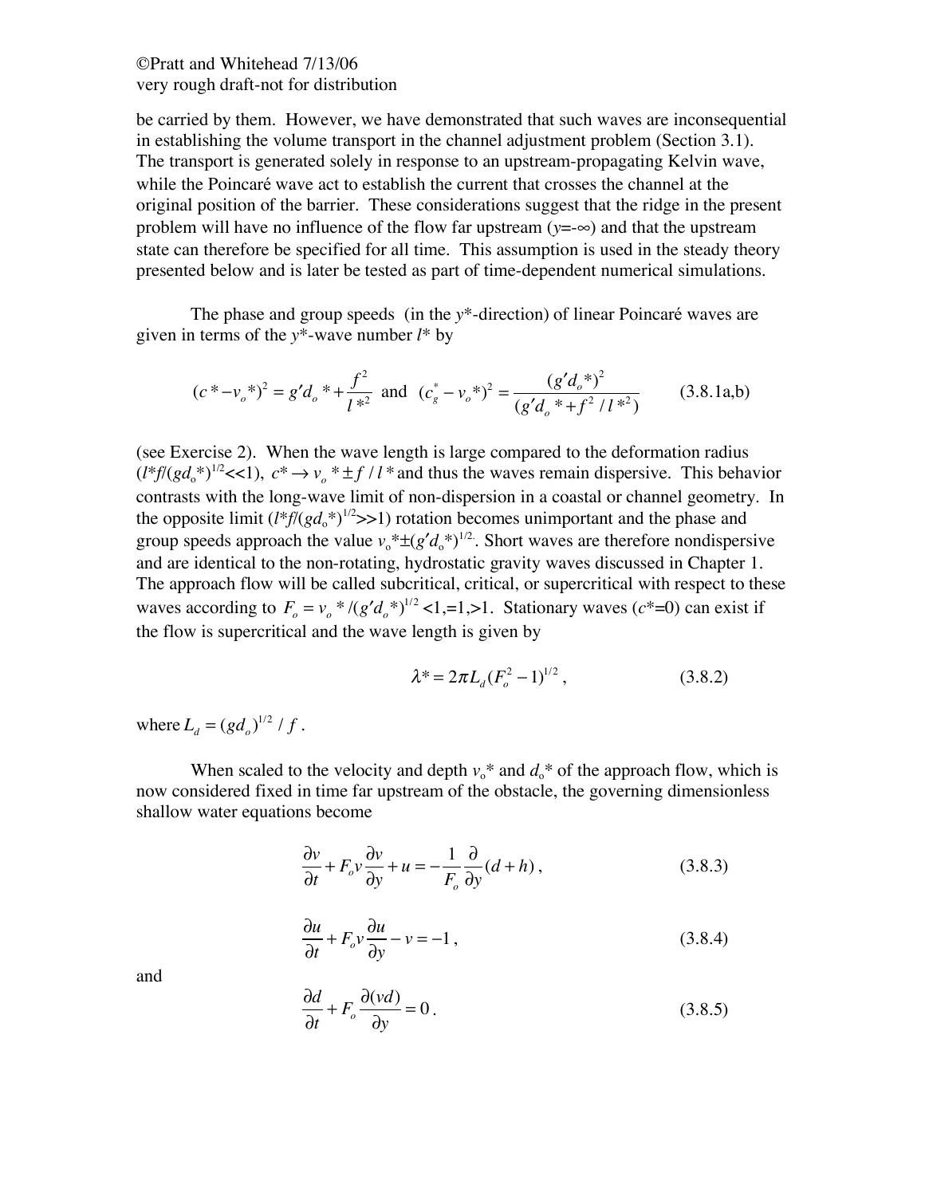be carried by them. However, we have demonstrated that such waves are inconsequential in establishing the volume transport in the channel adjustment problem (Section 3.1). The transport is generated solely in response to an upstream-propagating Kelvin wave, while the Poincaré wave act to establish the current that crosses the channel at the original position of the barrier. These considerations suggest that the ridge in the present problem will have no influence of the flow far upstream ($y$=-∞) and that the upstream state can therefore be specified for all time. This assumption is used in the steady theory presented below and is later be tested as part of time-dependent numerical simulations.

The phase and group speeds (in the $y$*-direction) of linear Poincaré waves are given in terms of the $y$*-wave number $l^*$ by

$$(c^* - v_o^*)^2 = g' d_o^* + \frac{f^2}{l^{*2}} \;\text{ and }\; (c_g^* - v_o^*)^2 = \frac{(g' d_o^*)^2}{(g' d_o^* + f^2/l^{*2})} \qquad (3.8.1\text{a,b})$$

(see Exercise 2). When the wave length is large compared to the deformation radius ($l^*f/(gd_o^*)^{1/2}$<<1), $c^* \rightarrow v_o^* \pm f/l^*$ and thus the waves remain dispersive. This behavior contrasts with the long-wave limit of non-dispersion in a coastal or channel geometry. In the opposite limit ($l^*f/(gd_o^*)^{1/2}$>>1) rotation becomes unimportant and the phase and group speeds approach the value $v_o^* \pm (g'd_o^*)^{1/2}$. Short waves are therefore nondispersive and are identical to the non-rotating, hydrostatic gravity waves discussed in Chapter 1. The approach flow will be called subcritical, critical, or supercritical with respect to these waves according to $F_o = v_o^*/(g'd_o^*)^{1/2}$ <1,=1,>1. Stationary waves ($c^*$=0) can exist if the flow is supercritical and the wave length is given by

$$\lambda^* = 2\pi L_d (F_o^2 - 1)^{1/2}, \qquad (3.8.2)$$

where $L_d = (gd_o)^{1/2}/f$.

When scaled to the velocity and depth $v_o^*$ and $d_o^*$ of the approach flow, which is now considered fixed in time far upstream of the obstacle, the governing dimensionless shallow water equations become

$$\frac{\partial v}{\partial t} + F_o v \frac{\partial v}{\partial y} + u = -\frac{1}{F_o}\frac{\partial}{\partial y}(d+h), \qquad (3.8.3)$$

$$\frac{\partial u}{\partial t} + F_o v \frac{\partial u}{\partial y} - v = -1, \qquad (3.8.4)$$

and

$$\frac{\partial d}{\partial t} + F_o \frac{\partial (vd)}{\partial y} = 0. \qquad (3.8.5)$$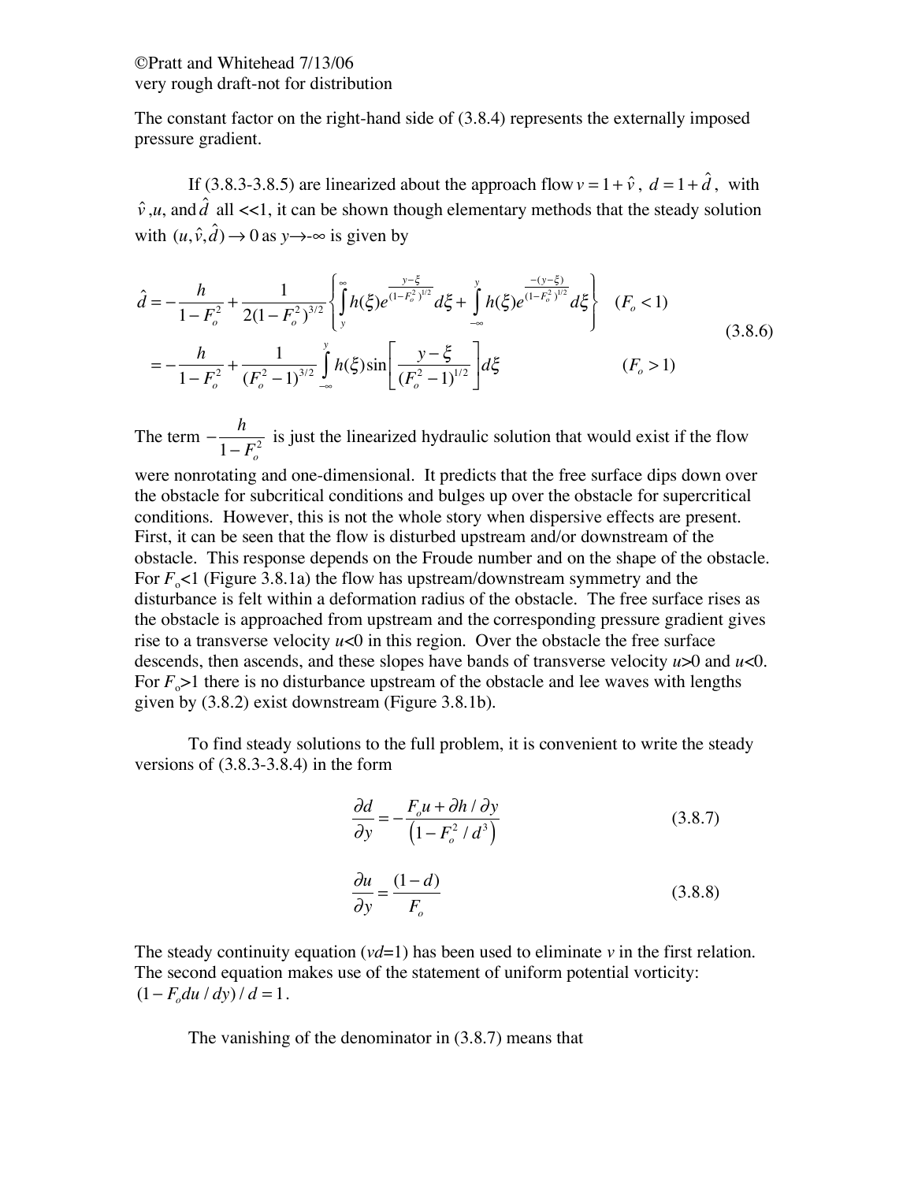The constant factor on the right-hand side of (3.8.4) represents the externally imposed pressure gradient.

If (3.8.3-3.8.5) are linearized about the approach flow $v = 1 + \hat{v}$, $d = 1 + \hat{d}$, with $\hat{v}$, $u$, and $\hat{d}$ all <<1, it can be shown though elementary methods that the steady solution with $(u, \hat{v}, \hat{d}) \to 0$ as $y \to -\infty$ is given by

$$
\begin{aligned}
\hat{d} &= -\frac{h}{1-F_o^2} + \frac{1}{2(1-F_o^2)^{3/2}} \left\{ \int_y^{\infty} h(\xi) e^{\frac{y-\xi}{(1-F_o^2)^{1/2}}} d\xi + \int_{-\infty}^{y} h(\xi) e^{\frac{-(y-\xi)}{(1-F_o^2)^{1/2}}} d\xi \right\} \quad (F_o < 1) \\
&= -\frac{h}{1-F_o^2} + \frac{1}{(F_o^2-1)^{3/2}} \int_{-\infty}^{y} h(\xi) \sin\left[ \frac{y-\xi}{(F_o^2-1)^{1/2}} \right] d\xi \qquad (F_o > 1)
\end{aligned}
\tag{3.8.6}
$$

The term $-\dfrac{h}{1-F_o^2}$ is just the linearized hydraulic solution that would exist if the flow were nonrotating and one-dimensional. It predicts that the free surface dips down over the obstacle for subcritical conditions and bulges up over the obstacle for supercritical conditions. However, this is not the whole story when dispersive effects are present. First, it can be seen that the flow is disturbed upstream and/or downstream of the obstacle. This response depends on the Froude number and on the shape of the obstacle. For $F_o$<1 (Figure 3.8.1a) the flow has upstream/downstream symmetry and the disturbance is felt within a deformation radius of the obstacle. The free surface rises as the obstacle is approached from upstream and the corresponding pressure gradient gives rise to a transverse velocity $u$<0 in this region. Over the obstacle the free surface descends, then ascends, and these slopes have bands of transverse velocity $u$>0 and $u$<0. For $F_o$>1 there is no disturbance upstream of the obstacle and lee waves with lengths given by (3.8.2) exist downstream (Figure 3.8.1b).

To find steady solutions to the full problem, it is convenient to write the steady versions of (3.8.3-3.8.4) in the form

$$
\frac{\partial d}{\partial y} = -\frac{F_o u + \partial h / \partial y}{\left(1 - F_o^2 / d^3\right)} \tag{3.8.7}
$$

$$
\frac{\partial u}{\partial y} = \frac{(1-d)}{F_o} \tag{3.8.8}
$$

The steady continuity equation ($vd$=1) has been used to eliminate $v$ in the first relation. The second equation makes use of the statement of uniform potential vorticity: $(1 - F_o du/dy)/d = 1$.

The vanishing of the denominator in (3.8.7) means that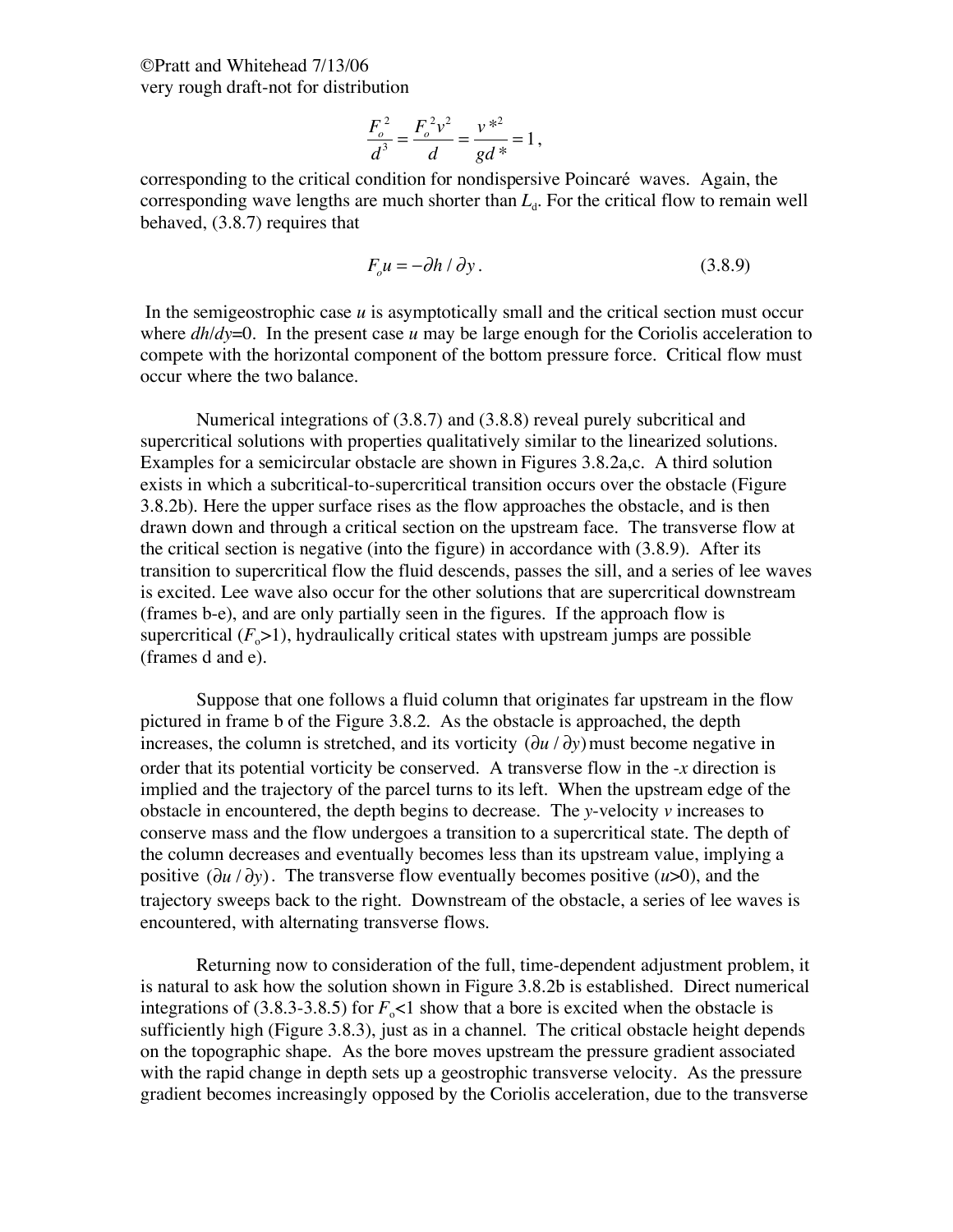$$\frac{F_o^2}{d^3} = \frac{F_o^2 v^2}{d} = \frac{v^{*2}}{gd^*} = 1 ,$$

corresponding to the critical condition for nondispersive Poincaré waves. Again, the corresponding wave lengths are much shorter than $L_d$. For the critical flow to remain well behaved, (3.8.7) requires that

$$F_o u = -\partial h / \partial y . \qquad (3.8.9)$$

In the semigeostrophic case $u$ is asymptotically small and the critical section must occur where $dh/dy$=0. In the present case $u$ may be large enough for the Coriolis acceleration to compete with the horizontal component of the bottom pressure force. Critical flow must occur where the two balance.

Numerical integrations of (3.8.7) and (3.8.8) reveal purely subcritical and supercritical solutions with properties qualitatively similar to the linearized solutions. Examples for a semicircular obstacle are shown in Figures 3.8.2a,c. A third solution exists in which a subcritical-to-supercritical transition occurs over the obstacle (Figure 3.8.2b). Here the upper surface rises as the flow approaches the obstacle, and is then drawn down and through a critical section on the upstream face. The transverse flow at the critical section is negative (into the figure) in accordance with (3.8.9). After its transition to supercritical flow the fluid descends, passes the sill, and a series of lee waves is excited. Lee wave also occur for the other solutions that are supercritical downstream (frames b-e), and are only partially seen in the figures. If the approach flow is supercritical ($F_o$>1), hydraulically critical states with upstream jumps are possible (frames d and e).

Suppose that one follows a fluid column that originates far upstream in the flow pictured in frame b of the Figure 3.8.2. As the obstacle is approached, the depth increases, the column is stretched, and its vorticity $(\partial u / \partial y)$ must become negative in order that its potential vorticity be conserved. A transverse flow in the -$x$ direction is implied and the trajectory of the parcel turns to its left. When the upstream edge of the obstacle in encountered, the depth begins to decrease. The $y$-velocity $v$ increases to conserve mass and the flow undergoes a transition to a supercritical state. The depth of the column decreases and eventually becomes less than its upstream value, implying a positive $(\partial u / \partial y)$. The transverse flow eventually becomes positive ($u$>0), and the trajectory sweeps back to the right. Downstream of the obstacle, a series of lee waves is encountered, with alternating transverse flows.

Returning now to consideration of the full, time-dependent adjustment problem, it is natural to ask how the solution shown in Figure 3.8.2b is established. Direct numerical integrations of (3.8.3-3.8.5) for $F_o$<1 show that a bore is excited when the obstacle is sufficiently high (Figure 3.8.3), just as in a channel. The critical obstacle height depends on the topographic shape. As the bore moves upstream the pressure gradient associated with the rapid change in depth sets up a geostrophic transverse velocity. As the pressure gradient becomes increasingly opposed by the Coriolis acceleration, due to the transverse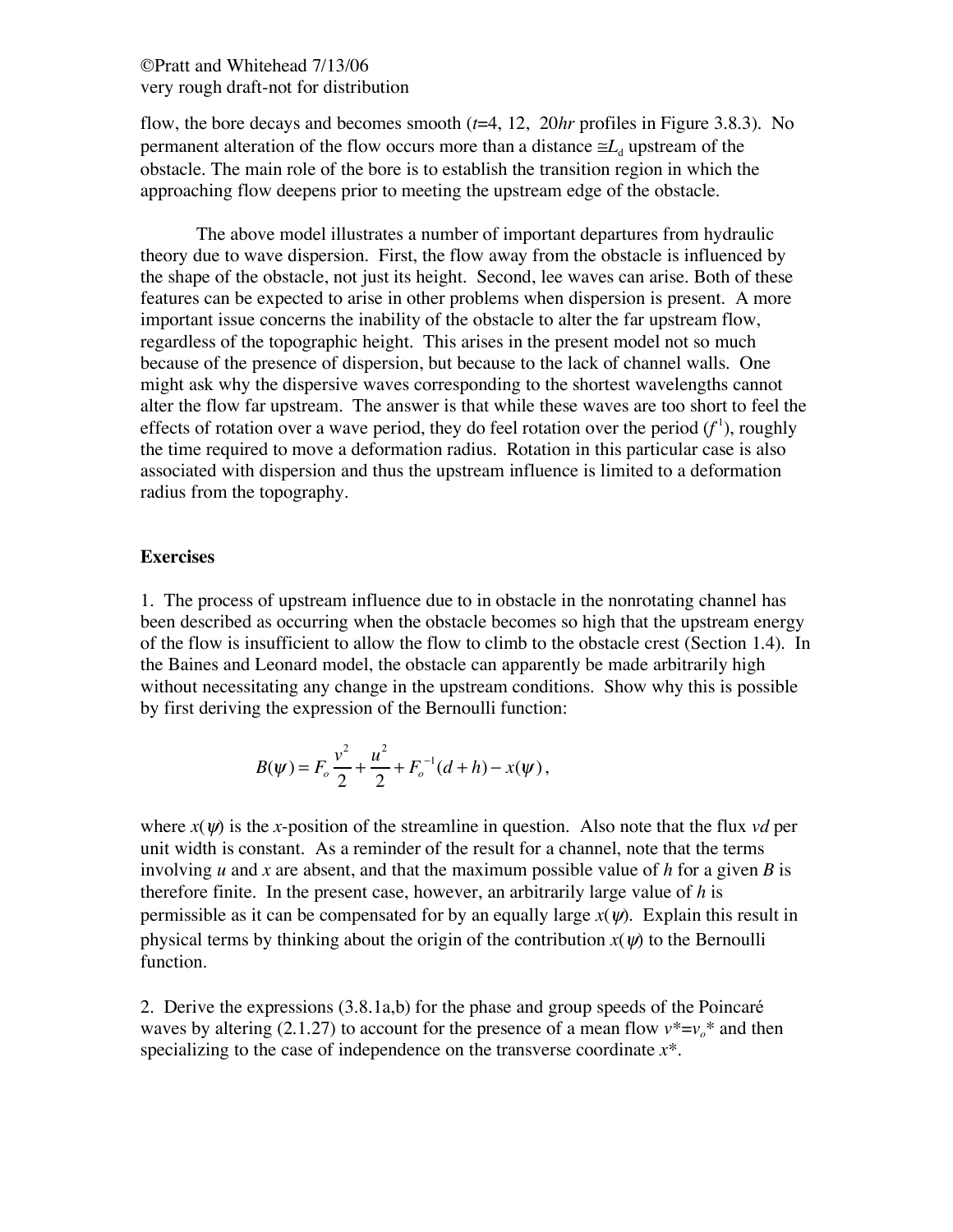flow, the bore decays and becomes smooth ($t$=4, 12, 20$hr$ profiles in Figure 3.8.3). No permanent alteration of the flow occurs more than a distance $\cong L_d$ upstream of the obstacle. The main role of the bore is to establish the transition region in which the approaching flow deepens prior to meeting the upstream edge of the obstacle.

The above model illustrates a number of important departures from hydraulic theory due to wave dispersion. First, the flow away from the obstacle is influenced by the shape of the obstacle, not just its height. Second, lee waves can arise. Both of these features can be expected to arise in other problems when dispersion is present. A more important issue concerns the inability of the obstacle to alter the far upstream flow, regardless of the topographic height. This arises in the present model not so much because of the presence of dispersion, but because to the lack of channel walls. One might ask why the dispersive waves corresponding to the shortest wavelengths cannot alter the flow far upstream. The answer is that while these waves are too short to feel the effects of rotation over a wave period, they do feel rotation over the period ($f^{1}$), roughly the time required to move a deformation radius. Rotation in this particular case is also associated with dispersion and thus the upstream influence is limited to a deformation radius from the topography.

## Exercises

1. The process of upstream influence due to in obstacle in the nonrotating channel has been described as occurring when the obstacle becomes so high that the upstream energy of the flow is insufficient to allow the flow to climb to the obstacle crest (Section 1.4). In the Baines and Leonard model, the obstacle can apparently be made arbitrarily high without necessitating any change in the upstream conditions. Show why this is possible by first deriving the expression of the Bernoulli function:

$$B(\psi) = F_o\frac{v^2}{2} + \frac{u^2}{2} + F_o^{-1}(d+h) - x(\psi),$$

where $x(\psi)$ is the $x$-position of the streamline in question. Also note that the flux $vd$ per unit width is constant. As a reminder of the result for a channel, note that the terms involving $u$ and $x$ are absent, and that the maximum possible value of $h$ for a given $B$ is therefore finite. In the present case, however, an arbitrarily large value of $h$ is permissible as it can be compensated for by an equally large $x(\psi)$. Explain this result in physical terms by thinking about the origin of the contribution $x(\psi)$ to the Bernoulli function.

2. Derive the expressions (3.8.1a,b) for the phase and group speeds of the Poincaré waves by altering (2.1.27) to account for the presence of a mean flow $v^*=v_o^*$ and then specializing to the case of independence on the transverse coordinate $x^*$.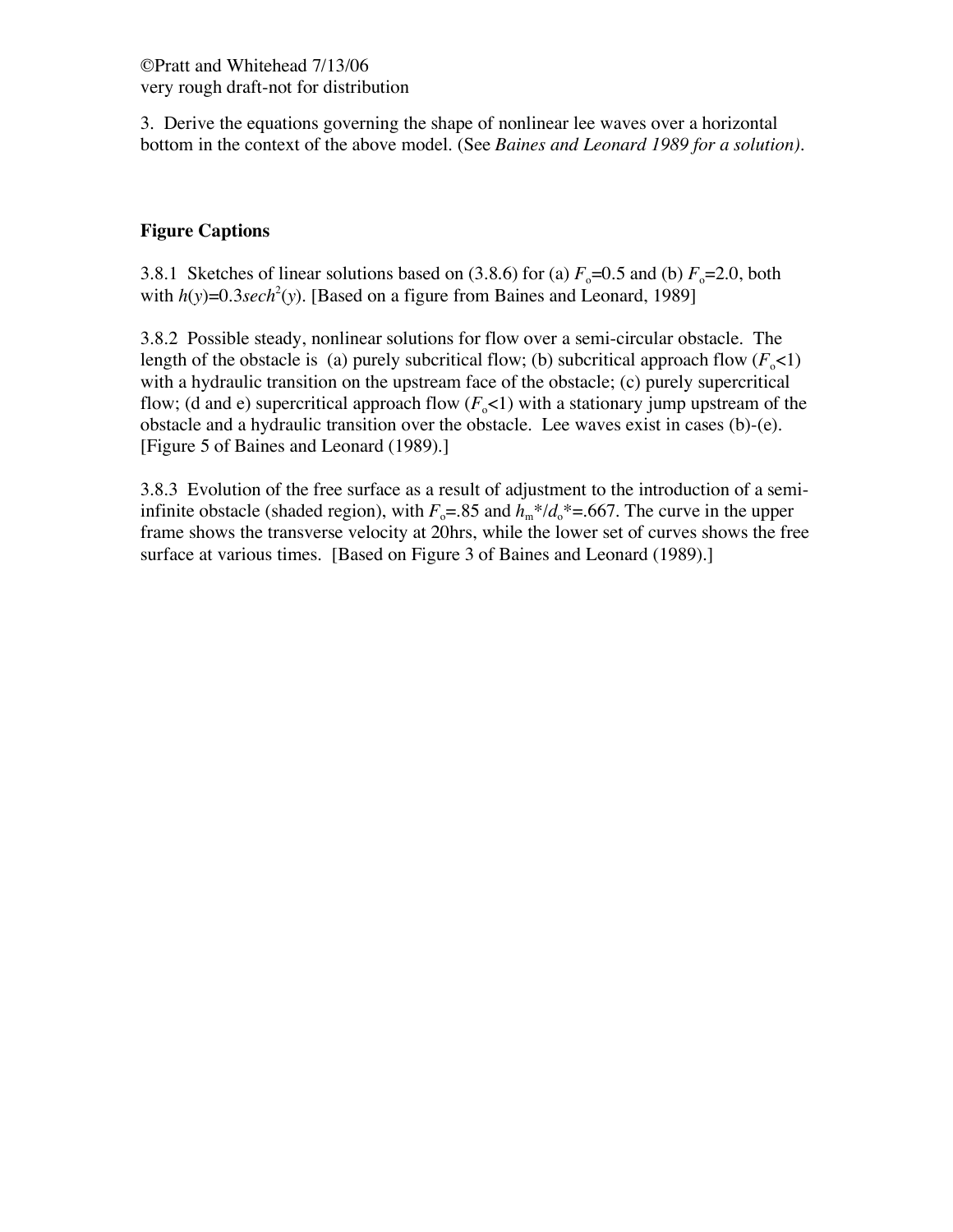3. Derive the equations governing the shape of nonlinear lee waves over a horizontal bottom in the context of the above model. (See *Baines and Leonard 1989 for a solution).*

**Figure Captions**

3.8.1 Sketches of linear solutions based on (3.8.6) for (a) $F_o$=0.5 and (b) $F_o$=2.0, both with $h(y)$=0.3$sech^2(y)$. [Based on a figure from Baines and Leonard, 1989]

3.8.2 Possible steady, nonlinear solutions for flow over a semi-circular obstacle. The length of the obstacle is (a) purely subcritical flow; (b) subcritical approach flow ($F_o$<1) with a hydraulic transition on the upstream face of the obstacle; (c) purely supercritical flow; (d and e) supercritical approach flow ($F_o$<1) with a stationary jump upstream of the obstacle and a hydraulic transition over the obstacle. Lee waves exist in cases (b)-(e). [Figure 5 of Baines and Leonard (1989).]

3.8.3 Evolution of the free surface as a result of adjustment to the introduction of a semi-infinite obstacle (shaded region), with $F_o$=.85 and $h_m$*/$d_o$*=.667. The curve in the upper frame shows the transverse velocity at 20hrs, while the lower set of curves shows the free surface at various times. [Based on Figure 3 of Baines and Leonard (1989).]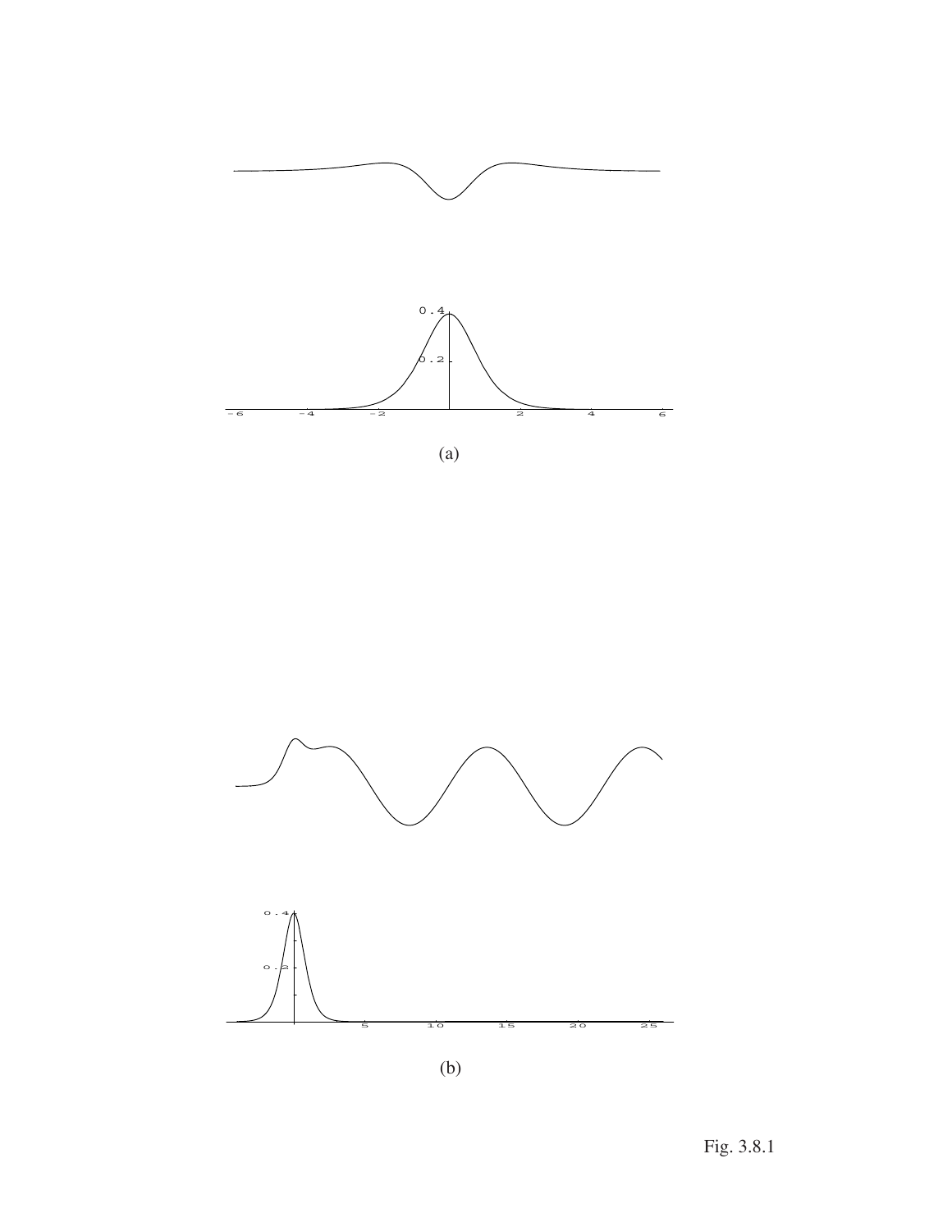(a)

(b)

Fig. 3.8.1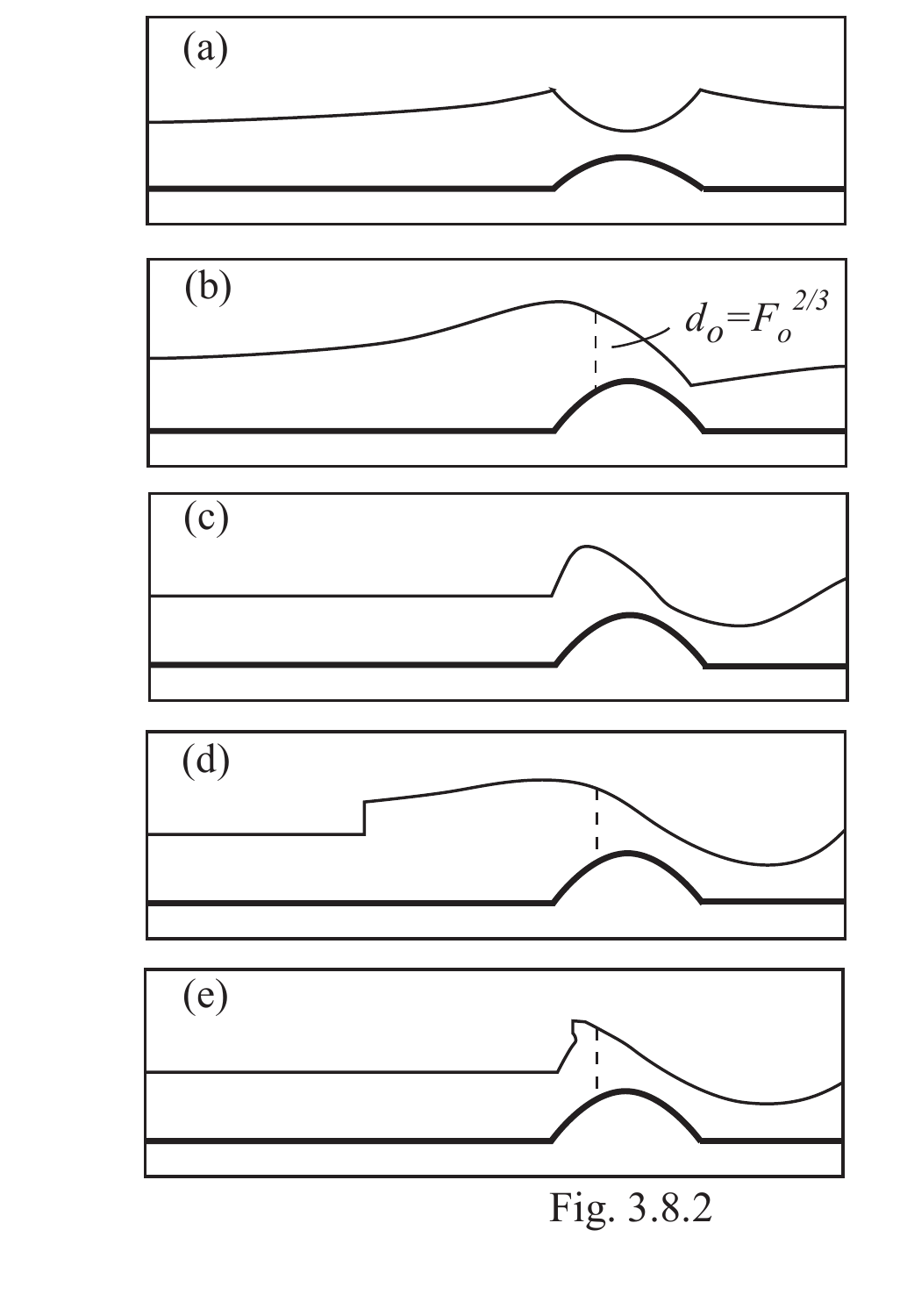(a)

(b)

$d_o = F_o^{2/3}$

(c)

(d)

(e)

Fig. 3.8.2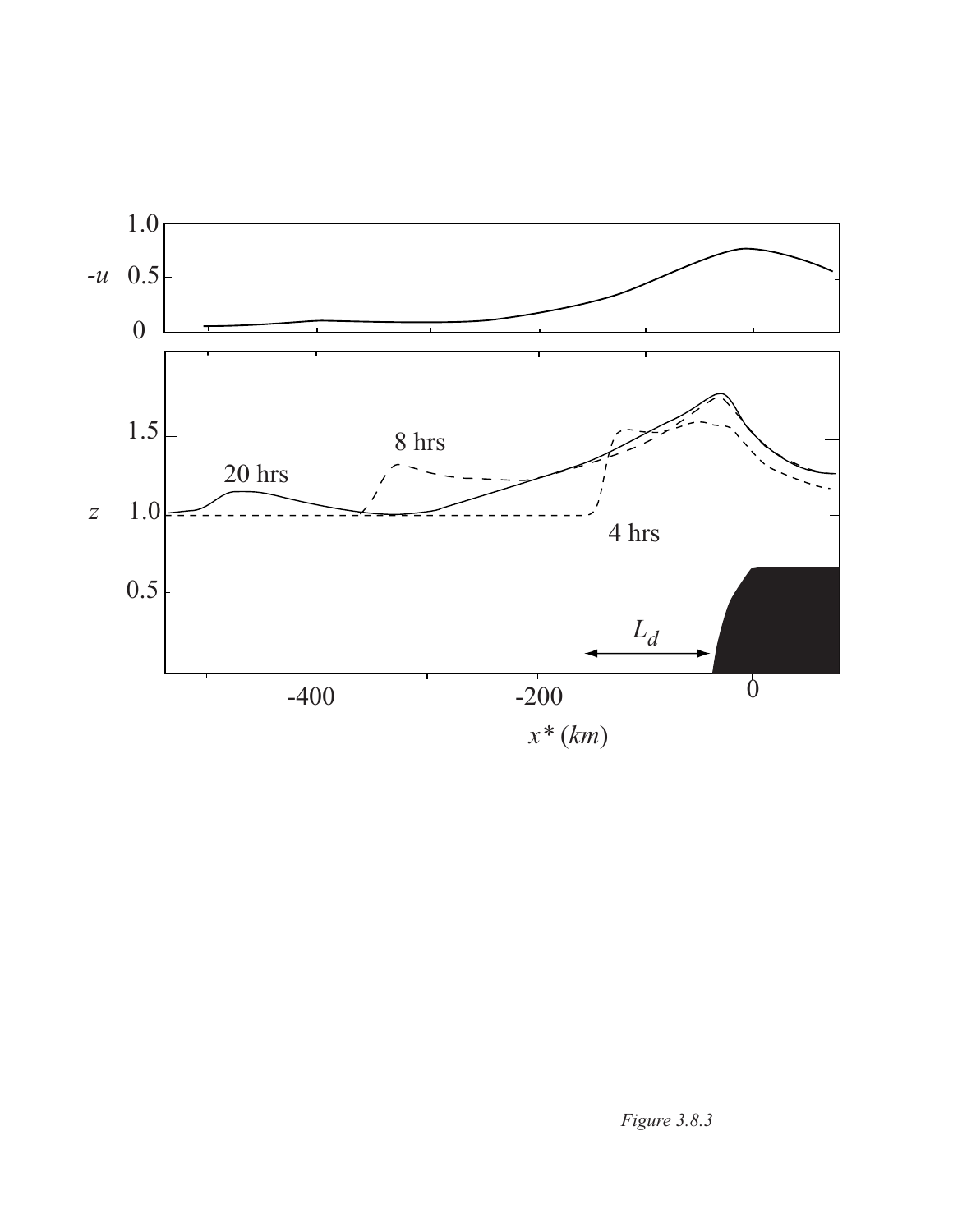1.0

$-u$ 0.5

0

1.5

8 hrs

20 hrs

$z$ 1.0

4 hrs

0.5

$L_d$

-400

-200

0

$x^*$ ($km$)

*Figure 3.8.3*